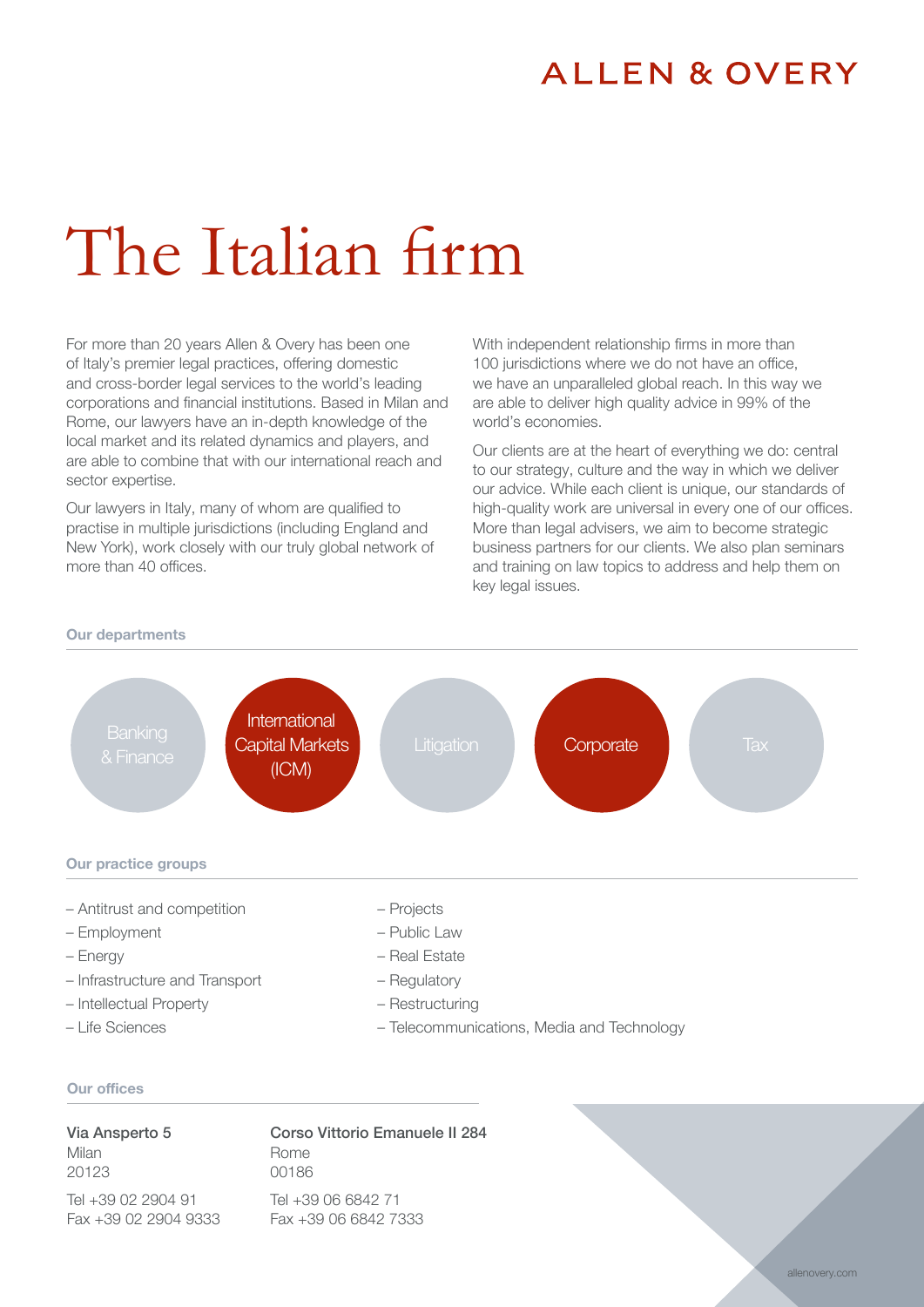ALLEN & OVERY

# The Italian firm

For more than 20 years Allen & Overy has been one of Italy's premier legal practices, offering domestic and cross-border legal services to the world's leading corporations and financial institutions. Based in Milan and Rome, our lawyers have an in-depth knowledge of the local market and its related dynamics and players, and are able to combine that with our international reach and sector expertise.

Our lawyers in Italy, many of whom are qualified to practise in multiple jurisdictions (including England and New York), work closely with our truly global network of more than 40 offices.

With independent relationship firms in more than 100 jurisdictions where we do not have an office, we have an unparalleled global reach. In this way we are able to deliver high quality advice in 99% of the world's economies.

Our clients are at the heart of everything we do: central to our strategy, culture and the way in which we deliver our advice. While each client is unique, our standards of high-quality work are universal in every one of our offices. More than legal advisers, we aim to become strategic business partners for our clients. We also plan seminars and training on law topics to address and help them on key legal issues.

## Our departments

- Banking & Finance
- International Capital Markets (ICM)
- Litigation
- Corporate
- Tax

## Our practice groups

- Antitrust and competition
- Employment
- Energy
- Infrastructure and Transport
- Intellectual Property
- Life Sciences
- Projects
- Public Law
- Real Estate
- Regulatory
- Restructuring
- Telecommunications, Media and Technology

## Our offices

**Via Ansperto 5**
Milan
20123

Tel +39 02 2904 91
Fax +39 02 2904 9333

**Corso Vittorio Emanuele II 284**
Rome
00186

Tel +39 06 6842 71
Fax +39 06 6842 7333

allenovery.com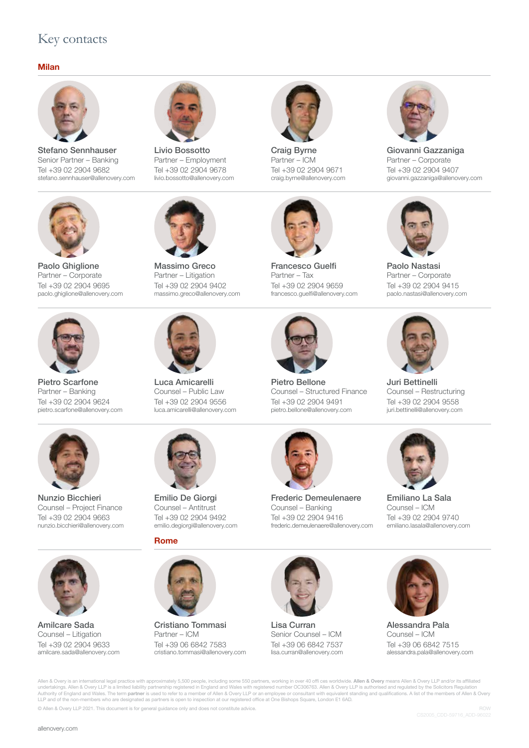# Key contacts

## Milan

**Stefano Sennhauser**
Senior Partner – Banking
Tel +39 02 2904 9682
stefano.sennhauser@allenovery.com

**Livio Bossotto**
Partner – Employment
Tel +39 02 2904 9678
livio.bossotto@allenovery.com

**Craig Byrne**
Partner – ICM
Tel +39 02 2904 9671
craig.byrne@allenovery.com

**Giovanni Gazzaniga**
Partner – Corporate
Tel +39 02 2904 9407
giovanni.gazzaniga@allenovery.com

**Paolo Ghiglione**
Partner – Corporate
Tel +39 02 2904 9695
paolo.ghiglione@allenovery.com

**Massimo Greco**
Partner – Litigation
Tel +39 02 2904 9402
massimo.greco@allenovery.com

**Francesco Guelfi**
Partner – Tax
Tel +39 02 2904 9659
francesco.guelfi@allenovery.com

**Paolo Nastasi**
Partner – Corporate
Tel +39 02 2904 9415
paolo.nastasi@allenovery.com

**Pietro Scarfone**
Partner – Banking
Tel +39 02 2904 9624
pietro.scarfone@allenovery.com

**Luca Amicarelli**
Counsel – Public Law
Tel +39 02 2904 9556
luca.amicarelli@allenovery.com

**Pietro Bellone**
Counsel – Structured Finance
Tel +39 02 2904 9491
pietro.bellone@allenovery.com

**Juri Bettinelli**
Counsel – Restructuring
Tel +39 02 2904 9558
juri.bettinelli@allenovery.com

**Nunzio Bicchieri**
Counsel – Project Finance
Tel +39 02 2904 9663
nunzio.bicchieri@allenovery.com

**Emilio De Giorgi**
Counsel – Antitrust
Tel +39 02 2904 9492
emilio.degiorgi@allenovery.com

**Frederic Demeulenaere**
Counsel – Banking
Tel +39 02 2904 9416
frederic.demeulenaere@allenovery.com

**Emiliano La Sala**
Counsel – ICM
Tel +39 02 2904 9740
emiliano.lasala@allenovery.com

**Amilcare Sada**
Counsel – Litigation
Tel +39 02 2904 9633
amilcare.sada@allenovery.com

## Rome

**Cristiano Tommasi**
Partner – ICM
Tel +39 06 6842 7583
cristiano.tommasi@allenovery.com

**Lisa Curran**
Senior Counsel – ICM
Tel +39 06 6842 7537
lisa.curran@allenovery.com

**Alessandra Pala**
Counsel – ICM
Tel +39 06 6842 7515
alessandra.pala@allenovery.com

Allen & Overy is an international legal practice with approximately 5,500 people, including some 550 partners, working in over 40 offices worldwide. **Allen & Overy** means Allen & Overy LLP and/or its affiliated undertakings. Allen & Overy LLP is a limited liability partnership registered in England and Wales with registered number OC306763. Allen & Overy LLP is authorised and regulated by the Solicitors Regulation Authority of England and Wales. The term **partner** is used to refer to a member of Allen & Overy LLP or an employee or consultant with equivalent standing and qualifications. A list of the members of Allen & Overy LLP and of the non-members who are designated as partners is open to inspection at our registered office at One Bishops Square, London E1 6AD.

© Allen & Overy LLP 2021. This document is for general guidance only and does not constitute advice.

ROW
CS2005_CDD-59716_ADD-96022

allenovery.com